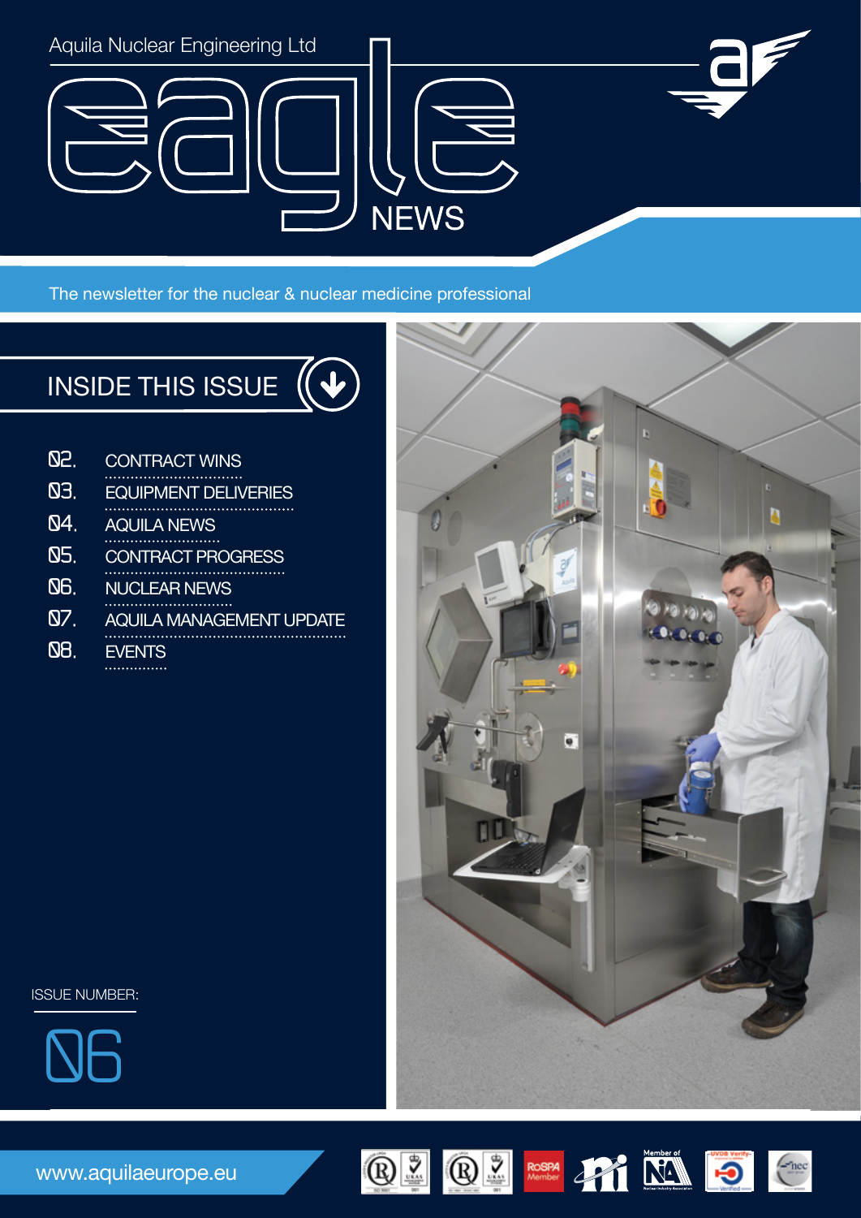Aquila Nuclear Engineering Ltd

# eagle NEWS

The newsletter for the nuclear & nuclear medicine professional

## INSIDE THIS ISSUE

- 02. CONTRACT WINS
- 03. EQUIPMENT DELIVERIES
- 04. AQUILA NEWS
- 05. CONTRACT PROGRESS
- 06. NUCLEAR NEWS
- 07. AQUILA MANAGEMENT UPDATE
- 08. EVENTS

ISSUE NUMBER:

06

www.aquilaeurope.eu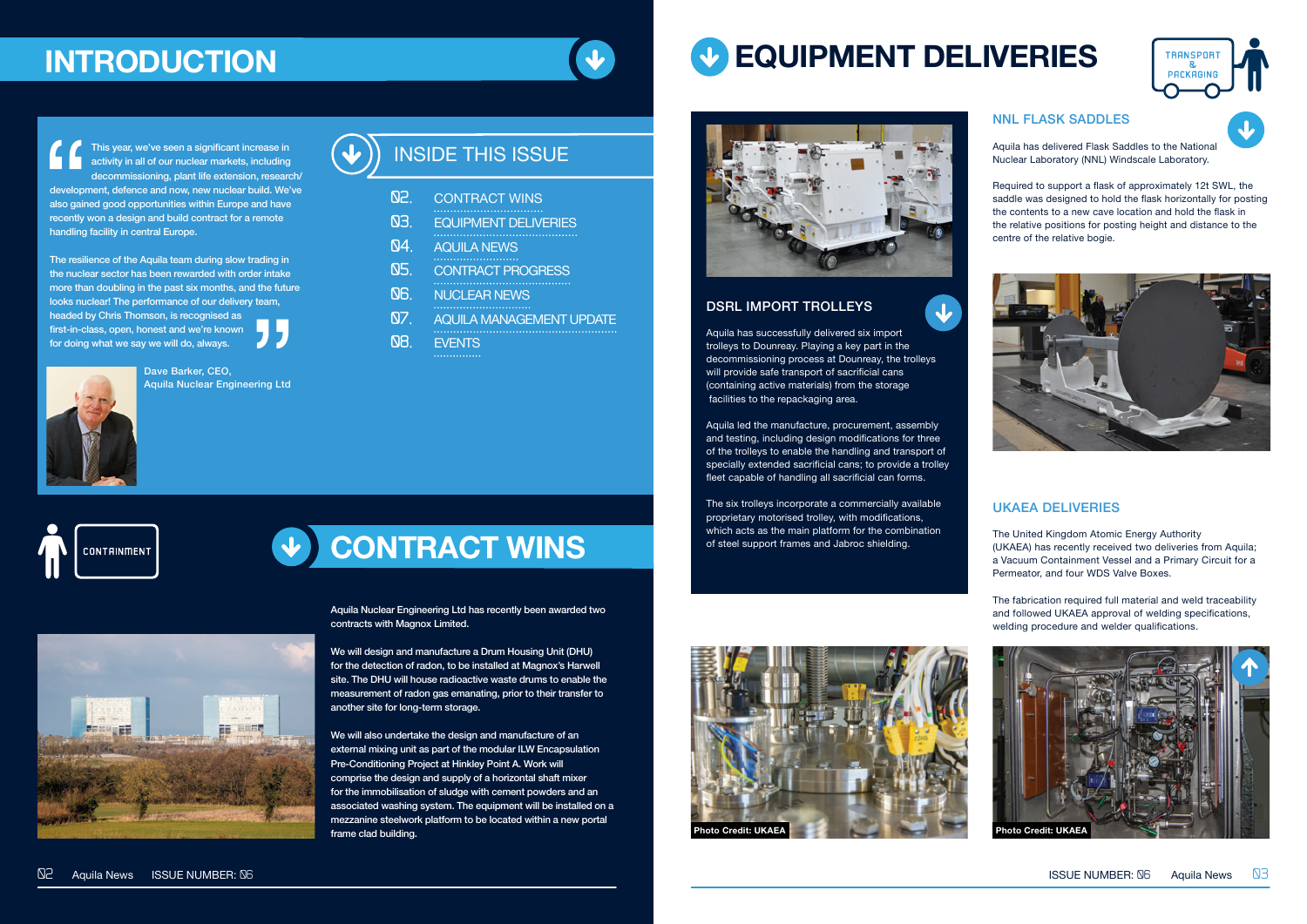# INTRODUCTION

"This year, we've seen a significant increase in activity in all of our nuclear markets, including decommissioning, plant life extension, research/development, defence and now, new nuclear build. We've also gained good opportunities within Europe and have recently won a design and build contract for a remote handling facility in central Europe.

The resilience of the Aquila team during slow trading in the nuclear sector has been rewarded with order intake more than doubling in the past six months, and the future looks nuclear! The performance of our delivery team, headed by Chris Thomson, is recognised as first-in-class, open, honest and we're known for doing what we say we will do, always."

Dave Barker, CEO,
Aquila Nuclear Engineering Ltd

## INSIDE THIS ISSUE

- 02. CONTRACT WINS
- 03. EQUIPMENT DELIVERIES
- 04. AQUILA NEWS
- 05. CONTRACT PROGRESS
- 06. NUCLEAR NEWS
- 07. AQUILA MANAGEMENT UPDATE
- 08. EVENTS

CONTAINMENT

# CONTRACT WINS

Aquila Nuclear Engineering Ltd has recently been awarded two contracts with Magnox Limited.

We will design and manufacture a Drum Housing Unit (DHU) for the detection of radon, to be installed at Magnox's Harwell site. The DHU will house radioactive waste drums to enable the measurement of radon gas emanating, prior to their transfer to another site for long-term storage.

We will also undertake the design and manufacture of an external mixing unit as part of the modular ILW Encapsulation Pre-Conditioning Project at Hinkley Point A. Work will comprise the design and supply of a horizontal shaft mixer for the immobilisation of sludge with cement powders and an associated washing system. The equipment will be installed on a mezzanine steelwork platform to be located within a new portal frame clad building.

# EQUIPMENT DELIVERIES

TRANSPORT & PACKAGING

## DSRL IMPORT TROLLEYS

Aquila has successfully delivered six import trolleys to Dounreay. Playing a key part in the decommissioning process at Dounreay, the trolleys will provide safe transport of sacrificial cans (containing active materials) from the storage facilities to the repackaging area.

Aquila led the manufacture, procurement, assembly and testing, including design modifications for three of the trolleys to enable the handling and transport of specially extended sacrificial cans; to provide a trolley fleet capable of handling all sacrificial can forms.

The six trolleys incorporate a commercially available proprietary motorised trolley, with modifications, which acts as the main platform for the combination of steel support frames and Jabroc shielding.

## NNL FLASK SADDLES

Aquila has delivered Flask Saddles to the National Nuclear Laboratory (NNL) Windscale Laboratory.

Required to support a flask of approximately 12t SWL, the saddle was designed to hold the flask horizontally for posting the contents to a new cave location and hold the flask in the relative positions for posting height and distance to the centre of the relative bogie.

## UKAEA DELIVERIES

The United Kingdom Atomic Energy Authority (UKAEA) has recently received two deliveries from Aquila; a Vacuum Containment Vessel and a Primary Circuit for a Permeator, and four WDS Valve Boxes.

The fabrication required full material and weld traceability and followed UKAEA approval of welding specifications, welding procedure and welder qualifications.

Photo Credit: UKAEA

Photo Credit: UKAEA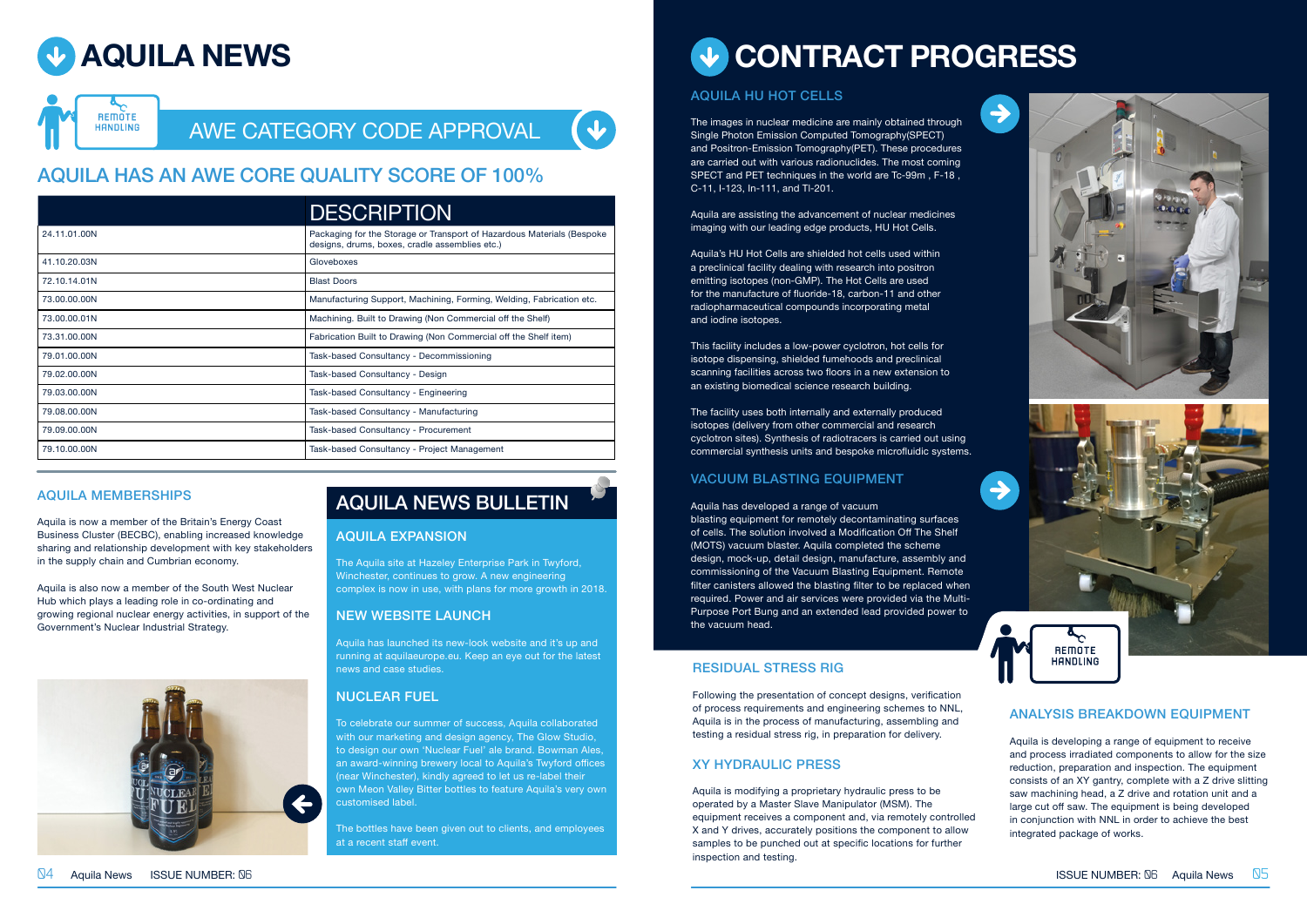// AQUILA NEWS

REMOTE HANDLING

## AWE CATEGORY CODE APPROVAL

### AQUILA HAS AN AWE CORE QUALITY SCORE OF 100%

| | DESCRIPTION |
|---|---|
| 24.11.01.00N | Packaging for the Storage or Transport of Hazardous Materials (Bespoke designs, drums, boxes, cradle assemblies etc.) |
| 41.10.20.03N | Gloveboxes |
| 72.10.14.01N | Blast Doors |
| 73.00.00.00N | Manufacturing Support, Machining, Forming, Welding, Fabrication etc. |
| 73.00.00.01N | Machining. Built to Drawing (Non Commercial off the Shelf) |
| 73.31.00.00N | Fabrication Built to Drawing (Non Commercial off the Shelf item) |
| 79.01.00.00N | Task-based Consultancy - Decommissioning |
| 79.02.00.00N | Task-based Consultancy - Design |
| 79.03.00.00N | Task-based Consultancy - Engineering |
| 79.08.00.00N | Task-based Consultancy - Manufacturing |
| 79.09.00.00N | Task-based Consultancy - Procurement |
| 79.10.00.00N | Task-based Consultancy - Project Management |

### AQUILA MEMBERSHIPS

Aquila is now a member of the Britain's Energy Coast Business Cluster (BECBC), enabling increased knowledge sharing and relationship development with key stakeholders in the supply chain and Cumbrian economy.

Aquila is also now a member of the South West Nuclear Hub which plays a leading role in co-ordinating and growing regional nuclear energy activities, in support of the Government's Nuclear Industrial Strategy.

## AQUILA NEWS BULLETIN

### AQUILA EXPANSION

The Aquila site at Hazeley Enterprise Park in Twyford, Winchester, continues to grow. A new engineering complex is now in use, with plans for more growth in 2018.

### NEW WEBSITE LAUNCH

Aquila has launched its new-look website and it's up and running at aquilaeurope.eu. Keep an eye out for the latest news and case studies.

### NUCLEAR FUEL

To celebrate our summer of success, Aquila collaborated with our marketing and design agency, The Glow Studio, to design our own 'Nuclear Fuel' ale brand. Bowman Ales, an award-winning brewery local to Aquila's Twyford offices (near Winchester), kindly agreed to let us re-label their own Meon Valley Bitter bottles to feature Aquila's very own customised label.

The bottles have been given out to clients, and employees at a recent staff event.

# CONTRACT PROGRESS

### AQUILA HU HOT CELLS

The images in nuclear medicine are mainly obtained through Single Photon Emission Computed Tomography(SPECT) and Positron-Emission Tomography(PET). These procedures are carried out with various radionuclides. The most coming SPECT and PET techniques in the world are Tc-99m , F-18 , C-11, I-123, In-111, and Tl-201.

Aquila are assisting the advancement of nuclear medicines imaging with our leading edge products, HU Hot Cells.

Aquila's HU Hot Cells are shielded hot cells used within a preclinical facility dealing with research into positron emitting isotopes (non-GMP). The Hot Cells are used for the manufacture of fluoride-18, carbon-11 and other radiopharmaceutical compounds incorporating metal and iodine isotopes.

This facility includes a low-power cyclotron, hot cells for isotope dispensing, shielded fumehoods and preclinical scanning facilities across two floors in a new extension to an existing biomedical science research building.

The facility uses both internally and externally produced isotopes (delivery from other commercial and research cyclotron sites). Synthesis of radiotracers is carried out using commercial synthesis units and bespoke microfluidic systems.

### VACUUM BLASTING EQUIPMENT

Aquila has developed a range of vacuum blasting equipment for remotely decontaminating surfaces of cells. The solution involved a Modification Off The Shelf (MOTS) vacuum blaster. Aquila completed the scheme design, mock-up, detail design, manufacture, assembly and commissioning of the Vacuum Blasting Equipment. Remote filter canisters allowed the blasting filter to be replaced when required. Power and air services were provided via the Multi-Purpose Port Bung and an extended lead provided power to the vacuum head.

REMOTE HANDLING

### RESIDUAL STRESS RIG

Following the presentation of concept designs, verification of process requirements and engineering schemes to NNL, Aquila is in the process of manufacturing, assembling and testing a residual stress rig, in preparation for delivery.

### XY HYDRAULIC PRESS

Aquila is modifying a proprietary hydraulic press to be operated by a Master Slave Manipulator (MSM). The equipment receives a component and, via remotely controlled X and Y drives, accurately positions the component to allow samples to be punched out at specific locations for further inspection and testing.

### ANALYSIS BREAKDOWN EQUIPMENT

Aquila is developing a range of equipment to receive and process irradiated components to allow for the size reduction, preparation and inspection. The equipment consists of an XY gantry, complete with a Z drive slitting saw machining head, a Z drive and rotation unit and a large cut off saw. The equipment is being developed in conjunction with NNL in order to achieve the best integrated package of works.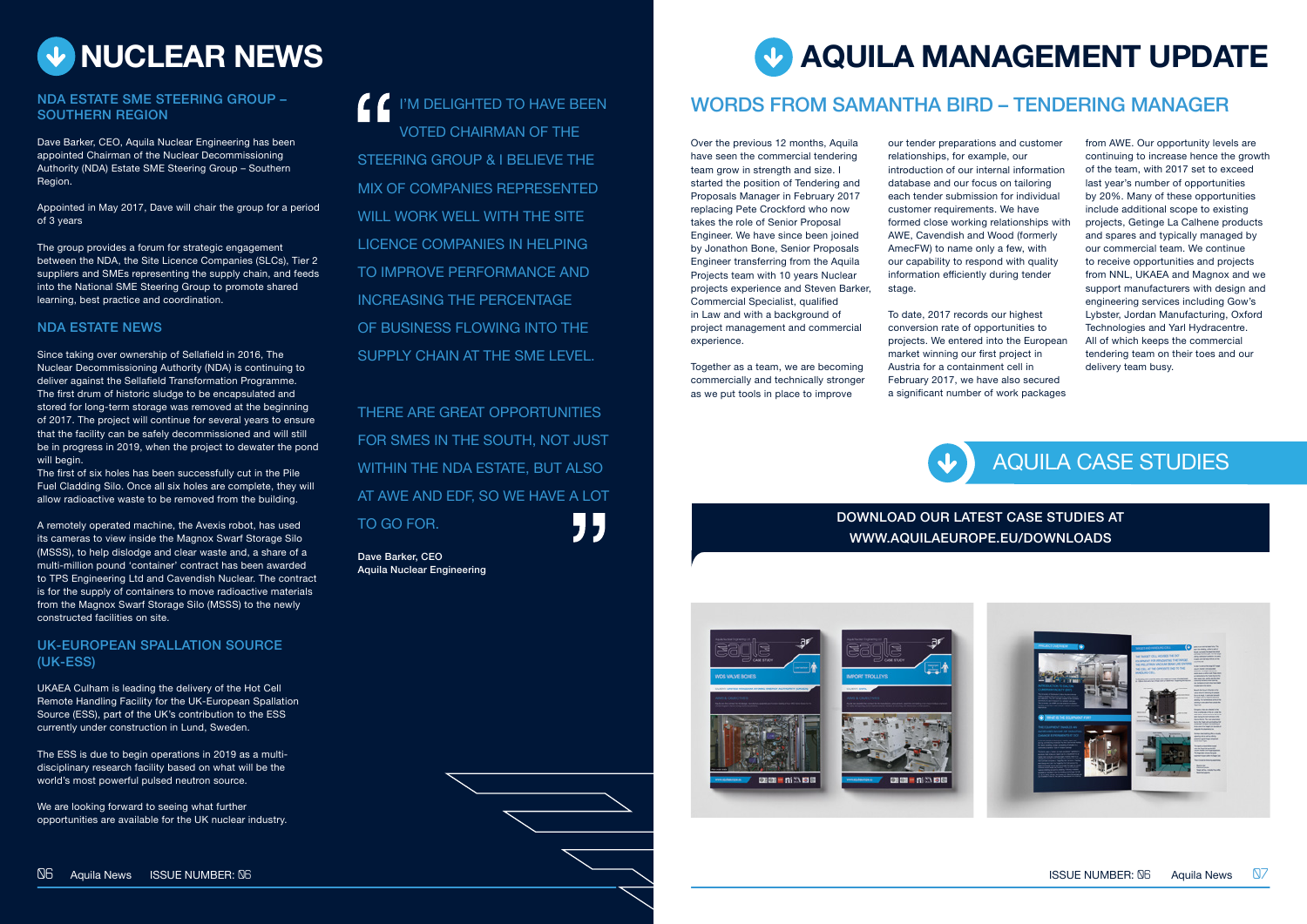# NUCLEAR NEWS

## NDA ESTATE SME STEERING GROUP – SOUTHERN REGION

Dave Barker, CEO, Aquila Nuclear Engineering has been appointed Chairman of the Nuclear Decommissioning Authority (NDA) Estate SME Steering Group – Southern Region.

Appointed in May 2017, Dave will chair the group for a period of 3 years

The group provides a forum for strategic engagement between the NDA, the Site Licence Companies (SLCs), Tier 2 suppliers and SMEs representing the supply chain, and feeds into the National SME Steering Group to promote shared learning, best practice and coordination.

## NDA ESTATE NEWS

Since taking over ownership of Sellafield in 2016, The Nuclear Decommissioning Authority (NDA) is continuing to deliver against the Sellafield Transformation Programme. The first drum of historic sludge to be encapsulated and stored for long-term storage was removed at the beginning of 2017. The project will continue for several years to ensure that the facility can be safely decommissioned and will still be in progress in 2019, when the project to dewater the pond will begin.
The first of six holes has been successfully cut in the Pile Fuel Cladding Silo. Once all six holes are complete, they will allow radioactive waste to be removed from the building.

A remotely operated machine, the Avexis robot, has used its cameras to view inside the Magnox Swarf Storage Silo (MSSS), to help dislodge and clear waste and, a share of a multi-million pound 'container' contract has been awarded to TPS Engineering Ltd and Cavendish Nuclear. The contract is for the supply of containers to move radioactive materials from the Magnox Swarf Storage Silo (MSSS) to the newly constructed facilities on site.

## UK-EUROPEAN SPALLATION SOURCE (UK-ESS)

UKAEA Culham is leading the delivery of the Hot Cell Remote Handling Facility for the UK-European Spallation Source (ESS), part of the UK's contribution to the ESS currently under construction in Lund, Sweden.

The ESS is due to begin operations in 2019 as a multi-disciplinary research facility based on what will be the world's most powerful pulsed neutron source.

We are looking forward to seeing what further opportunities are available for the UK nuclear industry.

> "I'M DELIGHTED TO HAVE BEEN VOTED CHAIRMAN OF THE STEERING GROUP & I BELIEVE THE MIX OF COMPANIES REPRESENTED WILL WORK WELL WITH THE SITE LICENCE COMPANIES IN HELPING TO IMPROVE PERFORMANCE AND INCREASING THE PERCENTAGE OF BUSINESS FLOWING INTO THE SUPPLY CHAIN AT THE SME LEVEL.
>
> THERE ARE GREAT OPPORTUNITIES FOR SMES IN THE SOUTH, NOT JUST WITHIN THE NDA ESTATE, BUT ALSO AT AWE AND EDF, SO WE HAVE A LOT TO GO FOR."
>
> **Dave Barker, CEO**
> **Aquila Nuclear Engineering**

# AQUILA MANAGEMENT UPDATE

## WORDS FROM SAMANTHA BIRD – TENDERING MANAGER

Over the previous 12 months, Aquila have seen the commercial tendering team grow in strength and size. I started the position of Tendering and Proposals Manager in February 2017 replacing Pete Crockford who now takes the role of Senior Proposal Engineer. We have since been joined by Jonathon Bone, Senior Proposals Engineer transferring from the Aquila Projects team with 10 years Nuclear projects experience and Steven Barker, Commercial Specialist, qualified in Law and with a background of project management and commercial experience.

Together as a team, we are becoming commercially and technically stronger as we put tools in place to improve our tender preparations and customer relationships, for example, our introduction of our internal information database and our focus on tailoring each tender submission for individual customer requirements. We have formed close working relationships with AWE, Cavendish and Wood (formerly AmecFW) to name only a few, with our capability to respond with quality information efficiently during tender stage.

To date, 2017 records our highest conversion rate of opportunities to projects. We entered into the European market winning our first project in Austria for a containment cell in February 2017, we have also secured a significant number of work packages from AWE. Our opportunity levels are continuing to increase hence the growth of the team, with 2017 set to exceed last year's number of opportunities by 20%. Many of these opportunities include additional scope to existing projects, Getinge La Calhene products and spares and typically managed by our commercial team. We continue to receive opportunities and projects from NNL, UKAEA and Magnox and we support manufacturers with design and engineering services including Gow's Lybster, Jordan Manufacturing, Oxford Technologies and Yarl Hydracentre. All of which keeps the commercial tendering team on their toes and our delivery team busy.

# AQUILA CASE STUDIES

**DOWNLOAD OUR LATEST CASE STUDIES AT WWW.AQUILAEUROPE.EU/DOWNLOADS**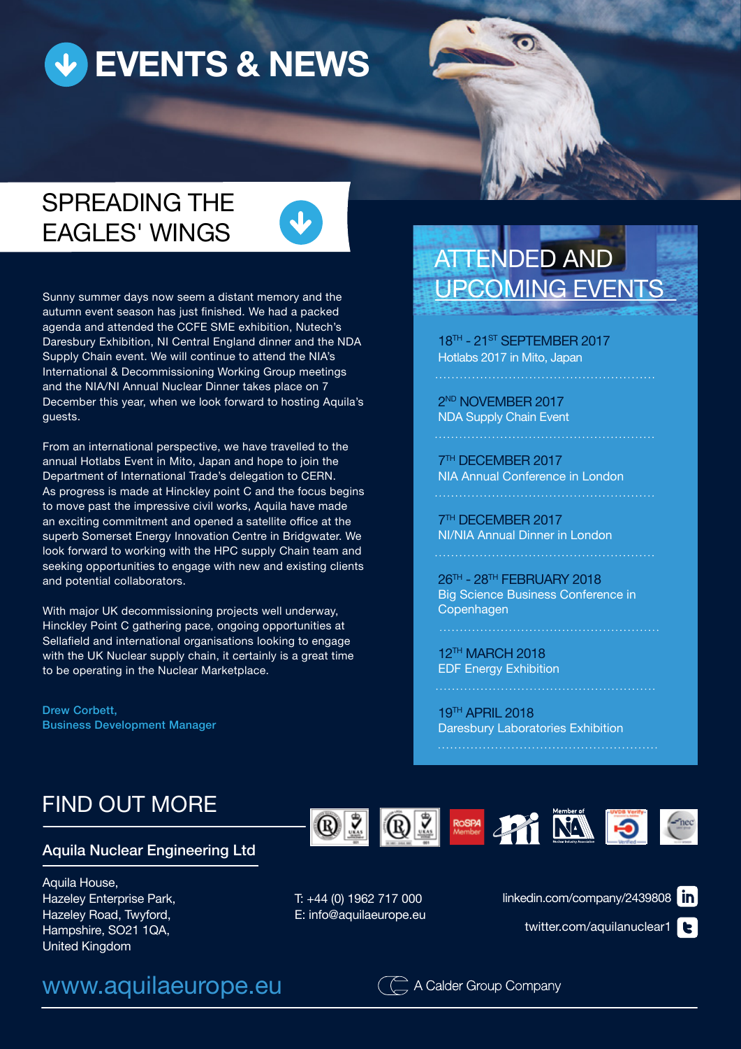# EVENTS & NEWS

## SPREADING THE EAGLES' WINGS

Sunny summer days now seem a distant memory and the autumn event season has just finished. We had a packed agenda and attended the CCFE SME exhibition, Nutech's Daresbury Exhibition, NI Central England dinner and the NDA Supply Chain event. We will continue to attend the NIA's International & Decommissioning Working Group meetings and the NIA/NI Annual Nuclear Dinner takes place on 7 December this year, when we look forward to hosting Aquila's guests.

From an international perspective, we have travelled to the annual Hotlabs Event in Mito, Japan and hope to join the Department of International Trade's delegation to CERN. As progress is made at Hinckley point C and the focus begins to move past the impressive civil works, Aquila have made an exciting commitment and opened a satellite office at the superb Somerset Energy Innovation Centre in Bridgwater. We look forward to working with the HPC supply Chain team and seeking opportunities to engage with new and existing clients and potential collaborators.

With major UK decommissioning projects well underway, Hinckley Point C gathering pace, ongoing opportunities at Sellafield and international organisations looking to engage with the UK Nuclear supply chain, it certainly is a great time to be operating in the Nuclear Marketplace.

**Drew Corbett,**
**Business Development Manager**

## ATTENDED AND UPCOMING EVENTS

18TH - 21ST SEPTEMBER 2017
Hotlabs 2017 in Mito, Japan

2ND NOVEMBER 2017
NDA Supply Chain Event

7TH DECEMBER 2017
NIA Annual Conference in London

7TH DECEMBER 2017
NI/NIA Annual Dinner in London

26TH - 28TH FEBRUARY 2018
Big Science Business Conference in Copenhagen

12TH MARCH 2018
EDF Energy Exhibition

19TH APRIL 2018
Daresbury Laboratories Exhibition

## FIND OUT MORE

### Aquila Nuclear Engineering Ltd

Aquila House,
Hazeley Enterprise Park,
Hazeley Road, Twyford,
Hampshire, SO21 1QA,
United Kingdom

T: +44 (0) 1962 717 000
E: info@aquilaeurope.eu

linkedin.com/company/2439808
twitter.com/aquilanuclear1

www.aquilaeurope.eu

A Calder Group Company